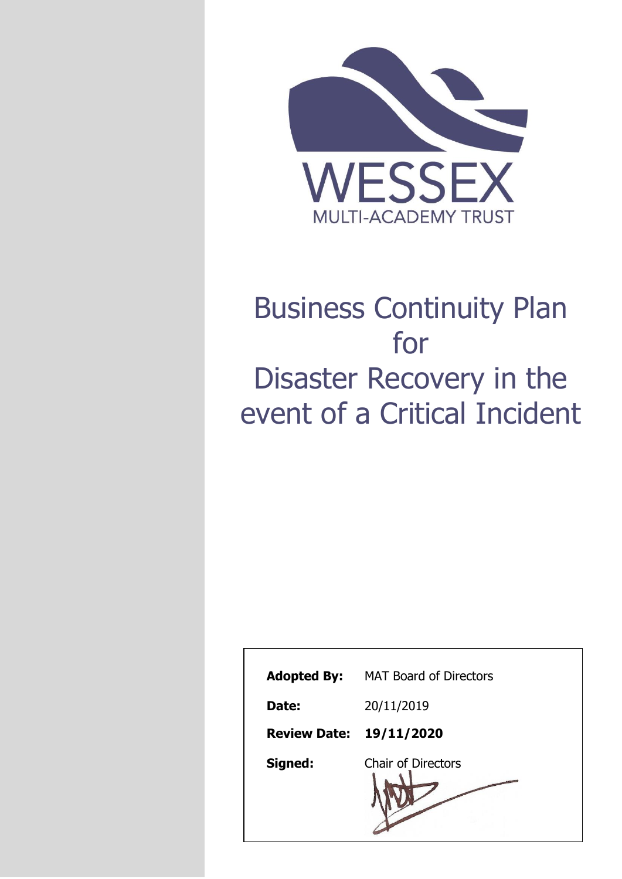WESSEX

MULTI-ACADEMY TRUST

# Business Continuity Plan for Disaster Recovery in the event of a Critical Incident

| | |
|---|---|
| **Adopted By:** | MAT Board of Directors |
| **Date:** | 20/11/2019 |
| **Review Date:** | **19/11/2020** |
| **Signed:** | Chair of Directors |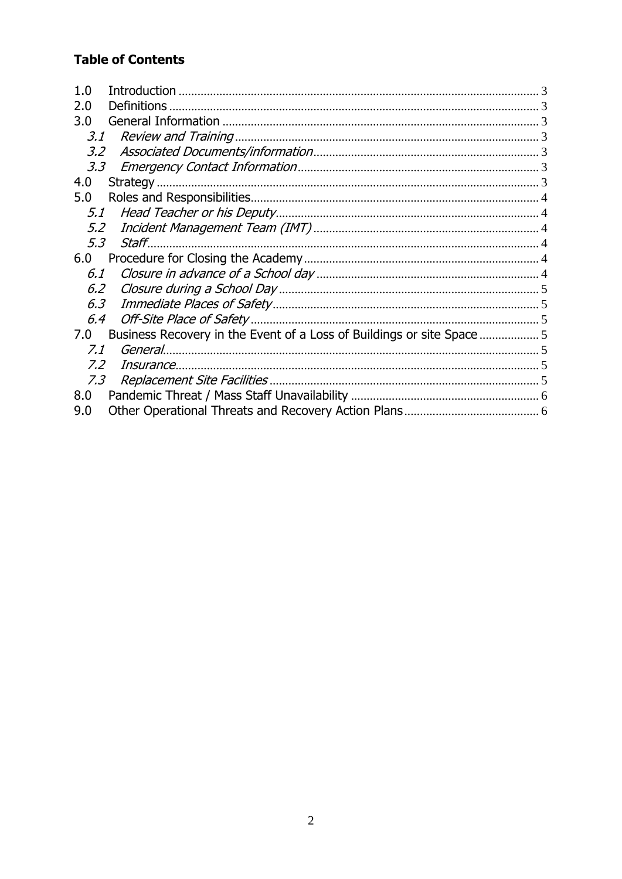**Table of Contents**

1.0 Introduction .......... 3
2.0 Definitions .......... 3
3.0 General Information .......... 3
  *3.1 Review and Training* .......... 3
  *3.2 Associated Documents/information* .......... 3
  *3.3 Emergency Contact Information* .......... 3
4.0 Strategy .......... 3
5.0 Roles and Responsibilities .......... 4
  *5.1 Head Teacher or his Deputy* .......... 4
  *5.2 Incident Management Team (IMT)* .......... 4
  *5.3 Staff* .......... 4
6.0 Procedure for Closing the Academy .......... 4
  *6.1 Closure in advance of a School day* .......... 4
  *6.2 Closure during a School Day* .......... 5
  *6.3 Immediate Places of Safety* .......... 5
  *6.4 Off-Site Place of Safety* .......... 5
7.0 Business Recovery in the Event of a Loss of Buildings or site Space .......... 5
  *7.1 General* .......... 5
  *7.2 Insurance* .......... 5
  *7.3 Replacement Site Facilities* .......... 5
8.0 Pandemic Threat / Mass Staff Unavailability .......... 6
9.0 Other Operational Threats and Recovery Action Plans .......... 6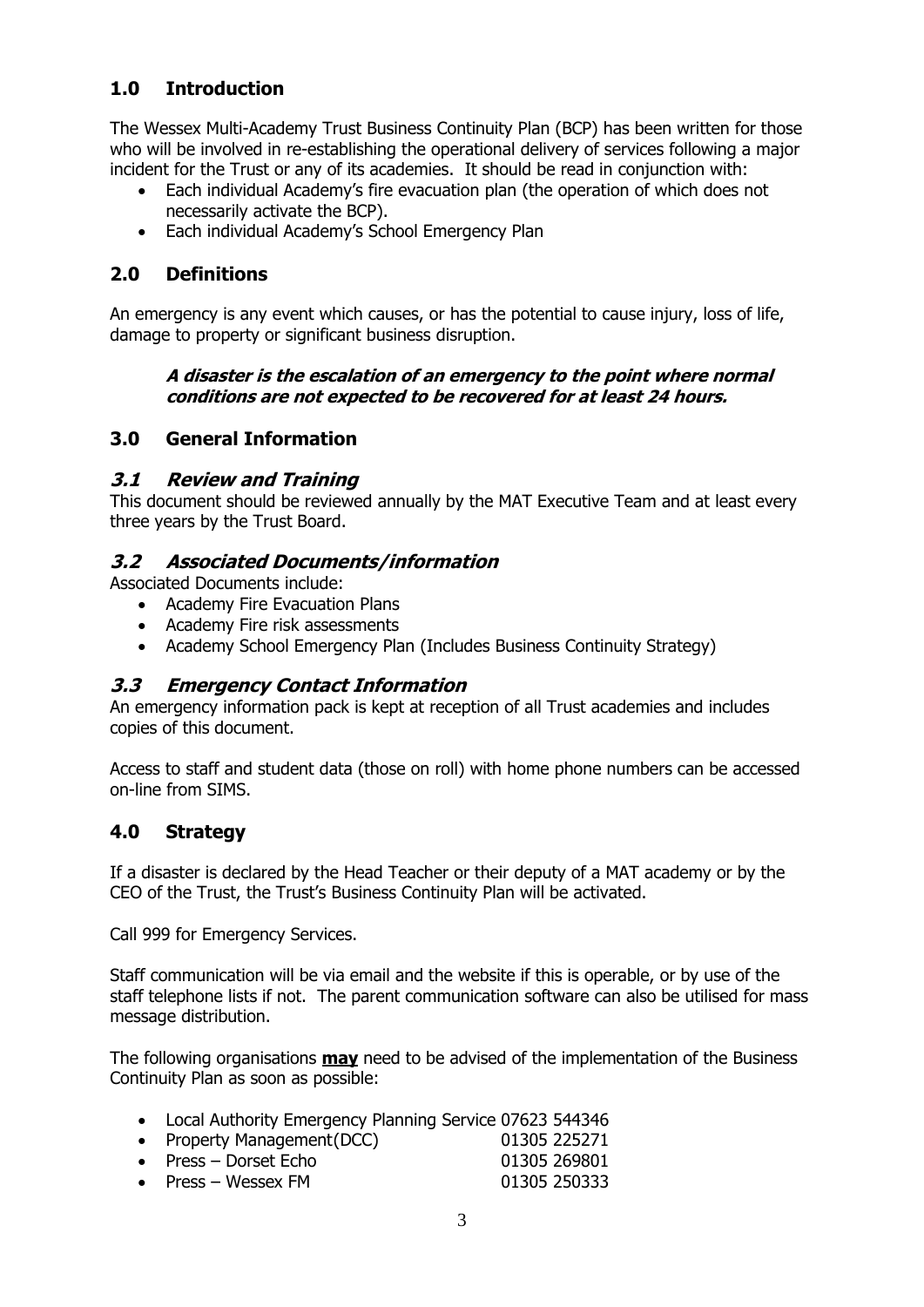## 1.0 Introduction

The Wessex Multi-Academy Trust Business Continuity Plan (BCP) has been written for those who will be involved in re-establishing the operational delivery of services following a major incident for the Trust or any of its academies. It should be read in conjunction with:

- Each individual Academy's fire evacuation plan (the operation of which does not necessarily activate the BCP).
- Each individual Academy's School Emergency Plan

## 2.0 Definitions

An emergency is any event which causes, or has the potential to cause injury, loss of life, damage to property or significant business disruption.

> ***A disaster is the escalation of an emergency to the point where normal conditions are not expected to be recovered for at least 24 hours.***

## 3.0 General Information

### *3.1 Review and Training*

This document should be reviewed annually by the MAT Executive Team and at least every three years by the Trust Board.

### *3.2 Associated Documents/information*

Associated Documents include:

- Academy Fire Evacuation Plans
- Academy Fire risk assessments
- Academy School Emergency Plan (Includes Business Continuity Strategy)

### *3.3 Emergency Contact Information*

An emergency information pack is kept at reception of all Trust academies and includes copies of this document.

Access to staff and student data (those on roll) with home phone numbers can be accessed on-line from SIMS.

## 4.0 Strategy

If a disaster is declared by the Head Teacher or their deputy of a MAT academy or by the CEO of the Trust, the Trust's Business Continuity Plan will be activated.

Call 999 for Emergency Services.

Staff communication will be via email and the website if this is operable, or by use of the staff telephone lists if not. The parent communication software can also be utilised for mass message distribution.

The following organisations **<u>may</u>** need to be advised of the implementation of the Business Continuity Plan as soon as possible:

- Local Authority Emergency Planning Service 07623 544346
- Property Management(DCC) 01305 225271
- Press – Dorset Echo 01305 269801
- Press – Wessex FM 01305 250333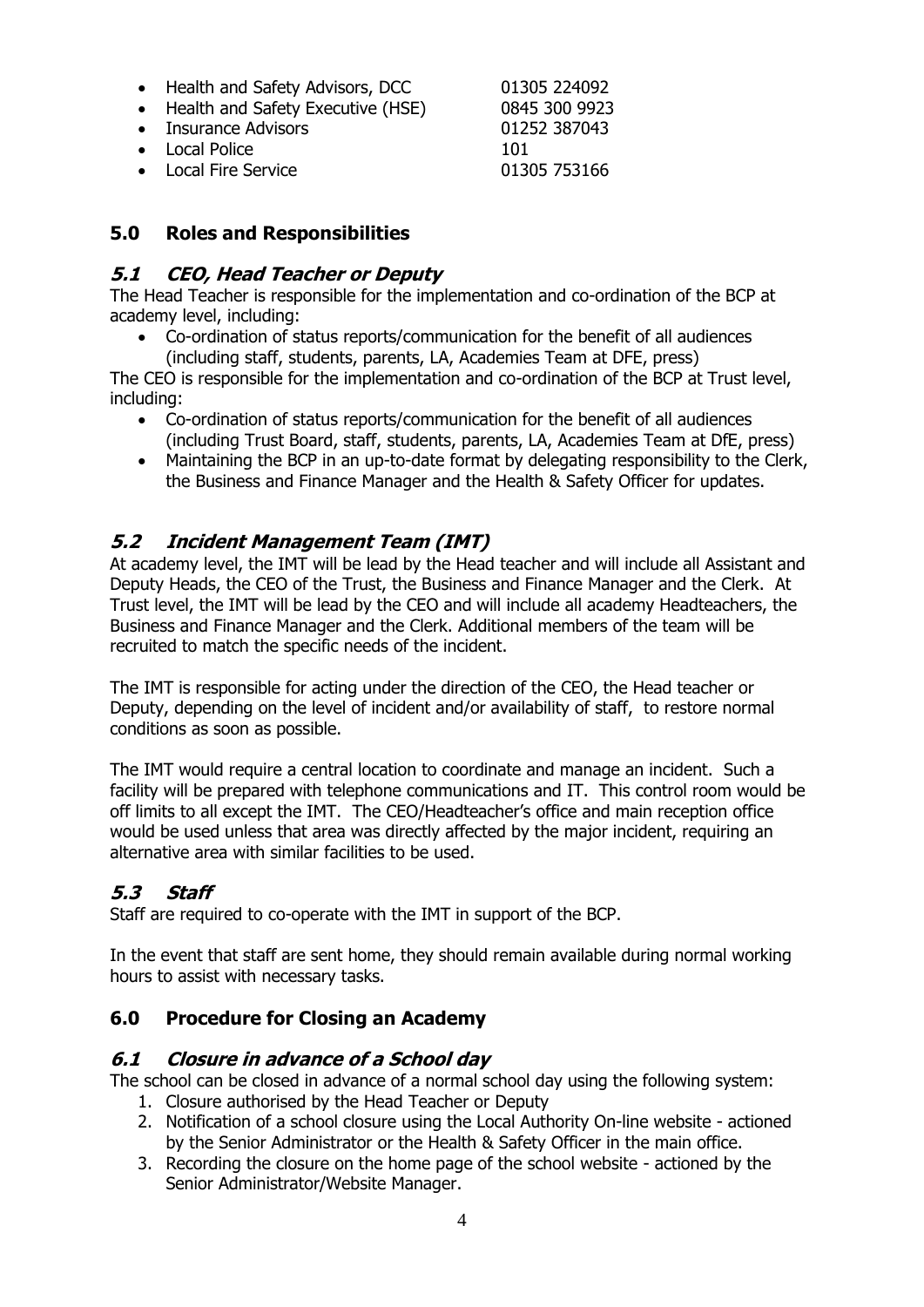- Health and Safety Advisors, DCC 01305 224092
- Health and Safety Executive (HSE) 0845 300 9923
- Insurance Advisors 01252 387043
- Local Police 101
- Local Fire Service 01305 753166

## 5.0 Roles and Responsibilities

### *5.1 CEO, Head Teacher or Deputy*

The Head Teacher is responsible for the implementation and co-ordination of the BCP at academy level, including:

- Co-ordination of status reports/communication for the benefit of all audiences (including staff, students, parents, LA, Academies Team at DFE, press)

The CEO is responsible for the implementation and co-ordination of the BCP at Trust level, including:

- Co-ordination of status reports/communication for the benefit of all audiences (including Trust Board, staff, students, parents, LA, Academies Team at DfE, press)
- Maintaining the BCP in an up-to-date format by delegating responsibility to the Clerk, the Business and Finance Manager and the Health & Safety Officer for updates.

### *5.2 Incident Management Team (IMT)*

At academy level, the IMT will be lead by the Head teacher and will include all Assistant and Deputy Heads, the CEO of the Trust, the Business and Finance Manager and the Clerk. At Trust level, the IMT will be lead by the CEO and will include all academy Headteachers, the Business and Finance Manager and the Clerk. Additional members of the team will be recruited to match the specific needs of the incident.

The IMT is responsible for acting under the direction of the CEO, the Head teacher or Deputy, depending on the level of incident and/or availability of staff, to restore normal conditions as soon as possible.

The IMT would require a central location to coordinate and manage an incident. Such a facility will be prepared with telephone communications and IT. This control room would be off limits to all except the IMT. The CEO/Headteacher's office and main reception office would be used unless that area was directly affected by the major incident, requiring an alternative area with similar facilities to be used.

### *5.3 Staff*

Staff are required to co-operate with the IMT in support of the BCP.

In the event that staff are sent home, they should remain available during normal working hours to assist with necessary tasks.

## 6.0 Procedure for Closing an Academy

### *6.1 Closure in advance of a School day*

The school can be closed in advance of a normal school day using the following system:

1. Closure authorised by the Head Teacher or Deputy
2. Notification of a school closure using the Local Authority On-line website - actioned by the Senior Administrator or the Health & Safety Officer in the main office.
3. Recording the closure on the home page of the school website - actioned by the Senior Administrator/Website Manager.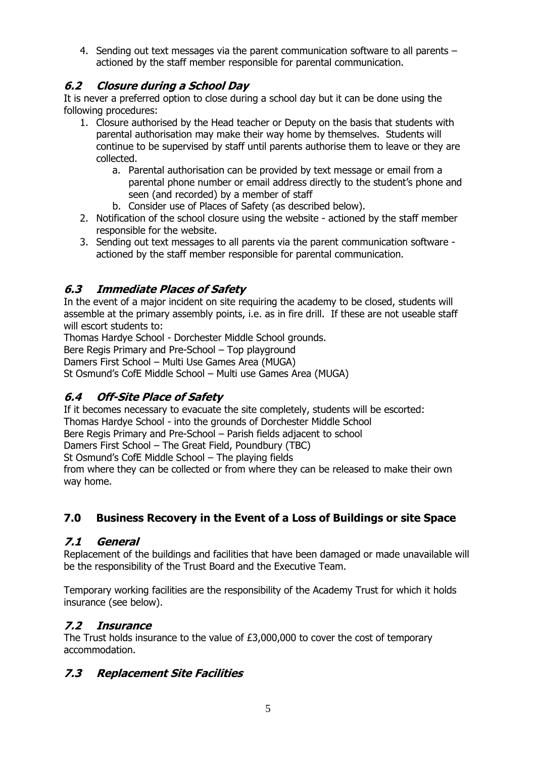4. Sending out text messages via the parent communication software to all parents – actioned by the staff member responsible for parental communication.

### *6.2 Closure during a School Day*

It is never a preferred option to close during a school day but it can be done using the following procedures:

1. Closure authorised by the Head teacher or Deputy on the basis that students with parental authorisation may make their way home by themselves. Students will continue to be supervised by staff until parents authorise them to leave or they are collected.
    a. Parental authorisation can be provided by text message or email from a parental phone number or email address directly to the student's phone and seen (and recorded) by a member of staff
    b. Consider use of Places of Safety (as described below).
2. Notification of the school closure using the website - actioned by the staff member responsible for the website.
3. Sending out text messages to all parents via the parent communication software - actioned by the staff member responsible for parental communication.

### *6.3 Immediate Places of Safety*

In the event of a major incident on site requiring the academy to be closed, students will assemble at the primary assembly points, i.e. as in fire drill. If these are not useable staff will escort students to:

Thomas Hardye School - Dorchester Middle School grounds.
Bere Regis Primary and Pre-School – Top playground
Damers First School – Multi Use Games Area (MUGA)
St Osmund's CofE Middle School – Multi use Games Area (MUGA)

### *6.4 Off-Site Place of Safety*

If it becomes necessary to evacuate the site completely, students will be escorted:
Thomas Hardye School - into the grounds of Dorchester Middle School
Bere Regis Primary and Pre-School – Parish fields adjacent to school
Damers First School – The Great Field, Poundbury (TBC)
St Osmund's CofE Middle School – The playing fields
from where they can be collected or from where they can be released to make their own way home.

## 7.0 Business Recovery in the Event of a Loss of Buildings or site Space

### *7.1 General*

Replacement of the buildings and facilities that have been damaged or made unavailable will be the responsibility of the Trust Board and the Executive Team.

Temporary working facilities are the responsibility of the Academy Trust for which it holds insurance (see below).

### *7.2 Insurance*

The Trust holds insurance to the value of £3,000,000 to cover the cost of temporary accommodation.

### *7.3 Replacement Site Facilities*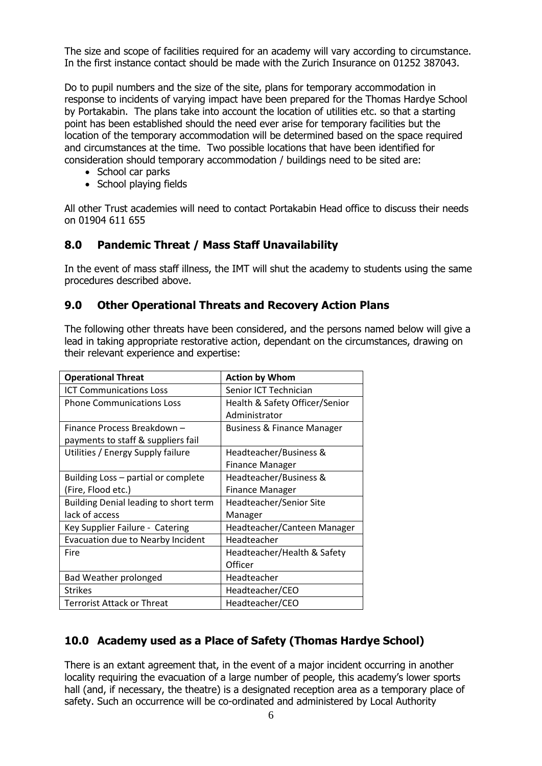The size and scope of facilities required for an academy will vary according to circumstance. In the first instance contact should be made with the Zurich Insurance on 01252 387043.

Do to pupil numbers and the size of the site, plans for temporary accommodation in response to incidents of varying impact have been prepared for the Thomas Hardye School by Portakabin. The plans take into account the location of utilities etc. so that a starting point has been established should the need ever arise for temporary facilities but the location of the temporary accommodation will be determined based on the space required and circumstances at the time. Two possible locations that have been identified for consideration should temporary accommodation / buildings need to be sited are:

- School car parks
- School playing fields

All other Trust academies will need to contact Portakabin Head office to discuss their needs on 01904 611 655

## 8.0 Pandemic Threat / Mass Staff Unavailability

In the event of mass staff illness, the IMT will shut the academy to students using the same procedures described above.

## 9.0 Other Operational Threats and Recovery Action Plans

The following other threats have been considered, and the persons named below will give a lead in taking appropriate restorative action, dependant on the circumstances, drawing on their relevant experience and expertise:

| Operational Threat | Action by Whom |
|---|---|
| ICT Communications Loss | Senior ICT Technician |
| Phone Communications Loss | Health & Safety Officer/Senior Administrator |
| Finance Process Breakdown – payments to staff & suppliers fail | Business & Finance Manager |
| Utilities / Energy Supply failure | Headteacher/Business & Finance Manager |
| Building Loss – partial or complete (Fire, Flood etc.) | Headteacher/Business & Finance Manager |
| Building Denial leading to short term lack of access | Headteacher/Senior Site Manager |
| Key Supplier Failure - Catering | Headteacher/Canteen Manager |
| Evacuation due to Nearby Incident | Headteacher |
| Fire | Headteacher/Health & Safety Officer |
| Bad Weather prolonged | Headteacher |
| Strikes | Headteacher/CEO |
| Terrorist Attack or Threat | Headteacher/CEO |

## 10.0 Academy used as a Place of Safety (Thomas Hardye School)

There is an extant agreement that, in the event of a major incident occurring in another locality requiring the evacuation of a large number of people, this academy's lower sports hall (and, if necessary, the theatre) is a designated reception area as a temporary place of safety. Such an occurrence will be co-ordinated and administered by Local Authority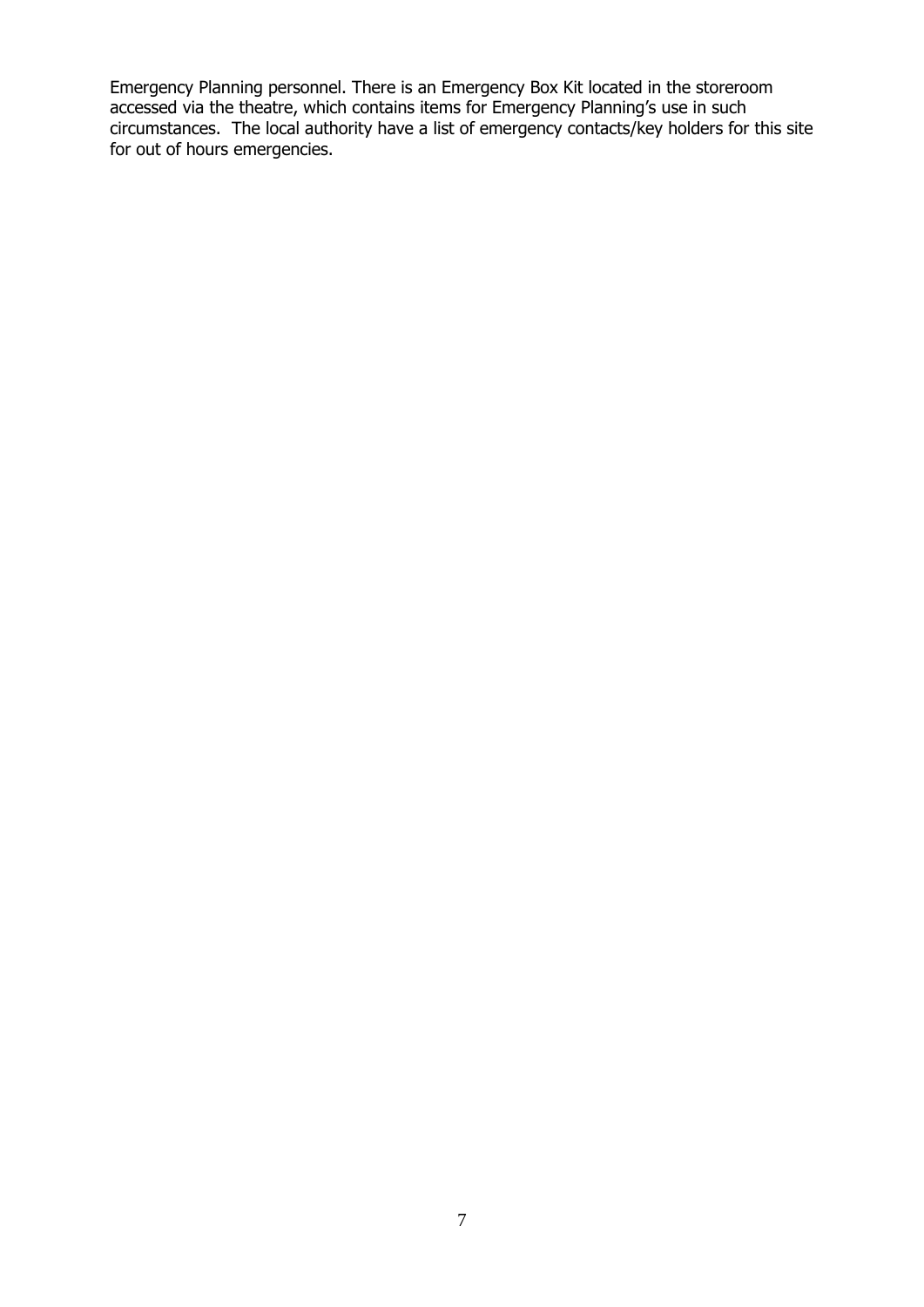Emergency Planning personnel. There is an Emergency Box Kit located in the storeroom accessed via the theatre, which contains items for Emergency Planning's use in such circumstances. The local authority have a list of emergency contacts/key holders for this site for out of hours emergencies.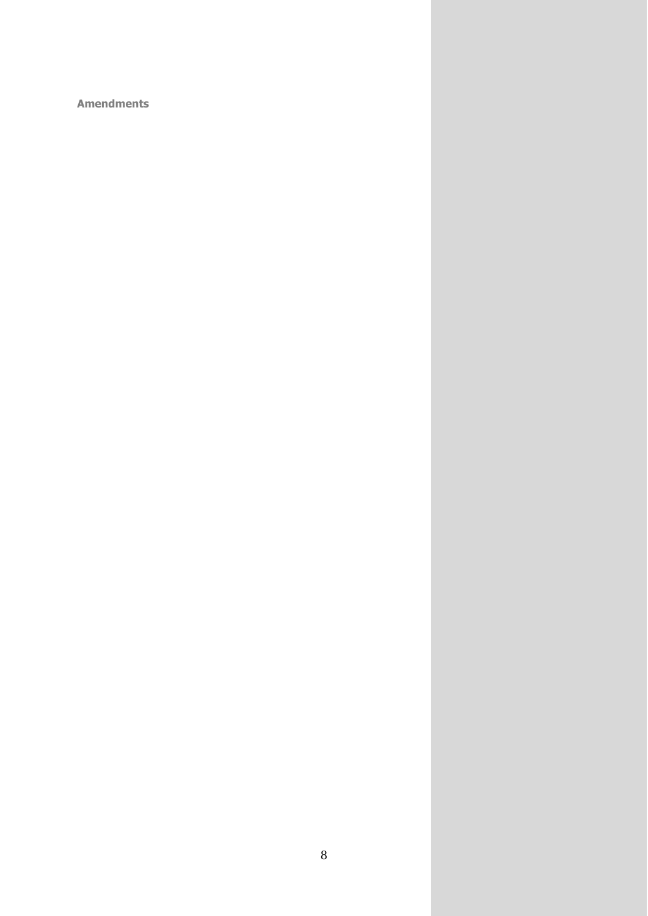**Amendments**